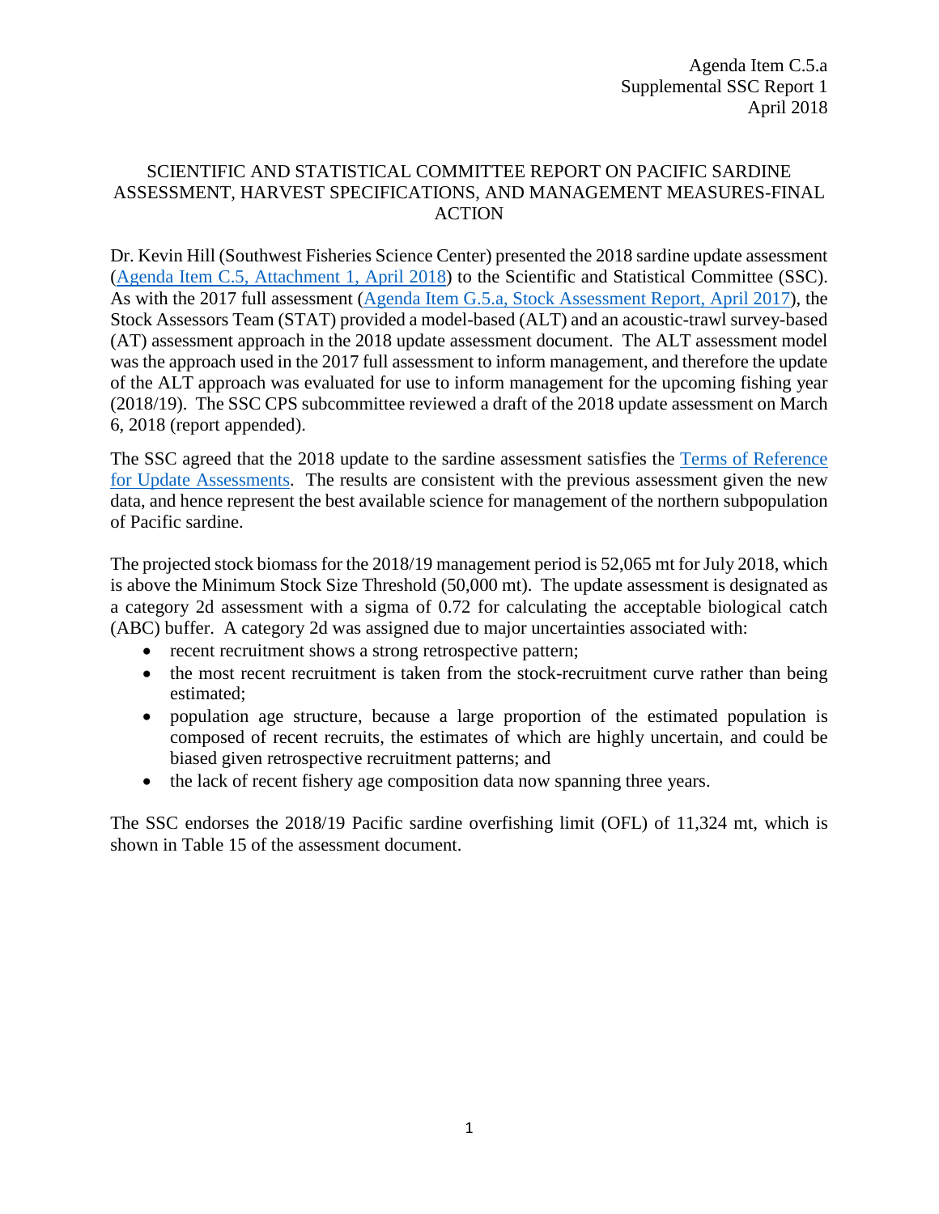Agenda Item C.5.a
Supplemental SSC Report 1
April 2018

# SCIENTIFIC AND STATISTICAL COMMITTEE REPORT ON PACIFIC SARDINE ASSESSMENT, HARVEST SPECIFICATIONS, AND MANAGEMENT MEASURES-FINAL ACTION

Dr. Kevin Hill (Southwest Fisheries Science Center) presented the 2018 sardine update assessment (Agenda Item C.5, Attachment 1, April 2018) to the Scientific and Statistical Committee (SSC). As with the 2017 full assessment (Agenda Item G.5.a, Stock Assessment Report, April 2017), the Stock Assessors Team (STAT) provided a model-based (ALT) and an acoustic-trawl survey-based (AT) assessment approach in the 2018 update assessment document. The ALT assessment model was the approach used in the 2017 full assessment to inform management, and therefore the update of the ALT approach was evaluated for use to inform management for the upcoming fishing year (2018/19). The SSC CPS subcommittee reviewed a draft of the 2018 update assessment on March 6, 2018 (report appended).

The SSC agreed that the 2018 update to the sardine assessment satisfies the Terms of Reference for Update Assessments. The results are consistent with the previous assessment given the new data, and hence represent the best available science for management of the northern subpopulation of Pacific sardine.

The projected stock biomass for the 2018/19 management period is 52,065 mt for July 2018, which is above the Minimum Stock Size Threshold (50,000 mt). The update assessment is designated as a category 2d assessment with a sigma of 0.72 for calculating the acceptable biological catch (ABC) buffer. A category 2d was assigned due to major uncertainties associated with:

- recent recruitment shows a strong retrospective pattern;
- the most recent recruitment is taken from the stock-recruitment curve rather than being estimated;
- population age structure, because a large proportion of the estimated population is composed of recent recruits, the estimates of which are highly uncertain, and could be biased given retrospective recruitment patterns; and
- the lack of recent fishery age composition data now spanning three years.

The SSC endorses the 2018/19 Pacific sardine overfishing limit (OFL) of 11,324 mt, which is shown in Table 15 of the assessment document.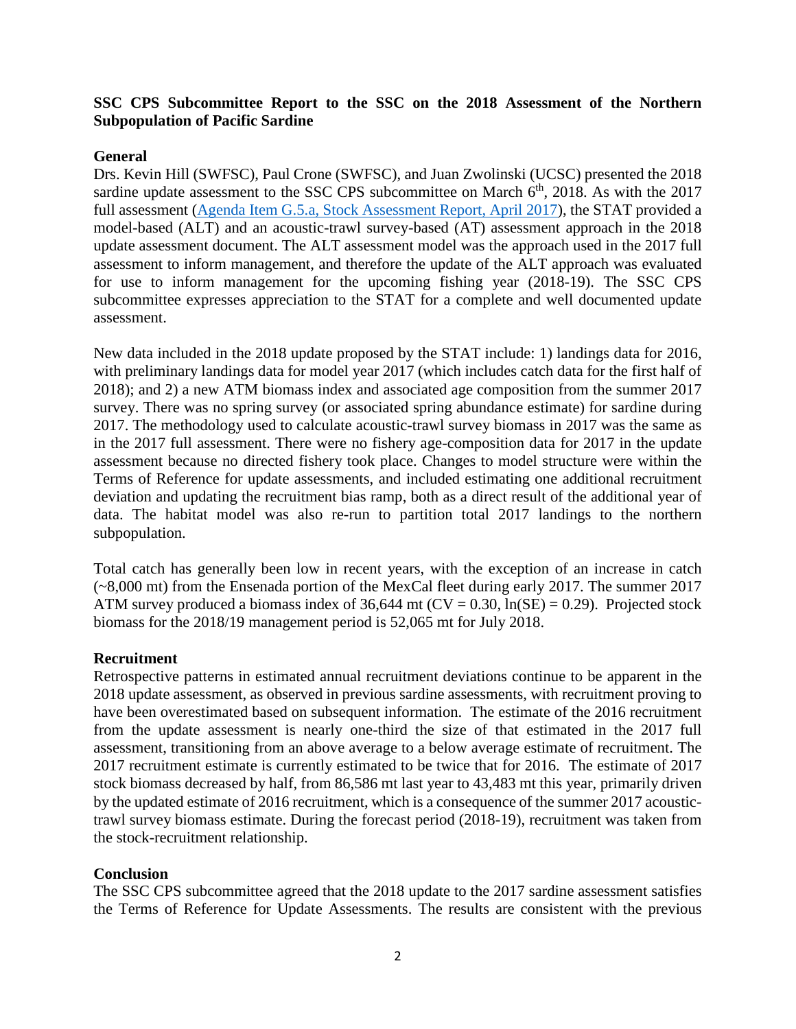**SSC CPS Subcommittee Report to the SSC on the 2018 Assessment of the Northern Subpopulation of Pacific Sardine**

**General**

Drs. Kevin Hill (SWFSC), Paul Crone (SWFSC), and Juan Zwolinski (UCSC) presented the 2018 sardine update assessment to the SSC CPS subcommittee on March 6th, 2018. As with the 2017 full assessment ([Agenda Item G.5.a, Stock Assessment Report, April 2017](#)), the STAT provided a model-based (ALT) and an acoustic-trawl survey-based (AT) assessment approach in the 2018 update assessment document. The ALT assessment model was the approach used in the 2017 full assessment to inform management, and therefore the update of the ALT approach was evaluated for use to inform management for the upcoming fishing year (2018-19). The SSC CPS subcommittee expresses appreciation to the STAT for a complete and well documented update assessment.

New data included in the 2018 update proposed by the STAT include: 1) landings data for 2016, with preliminary landings data for model year 2017 (which includes catch data for the first half of 2018); and 2) a new ATM biomass index and associated age composition from the summer 2017 survey. There was no spring survey (or associated spring abundance estimate) for sardine during 2017. The methodology used to calculate acoustic-trawl survey biomass in 2017 was the same as in the 2017 full assessment. There were no fishery age-composition data for 2017 in the update assessment because no directed fishery took place. Changes to model structure were within the Terms of Reference for update assessments, and included estimating one additional recruitment deviation and updating the recruitment bias ramp, both as a direct result of the additional year of data. The habitat model was also re-run to partition total 2017 landings to the northern subpopulation.

Total catch has generally been low in recent years, with the exception of an increase in catch (~8,000 mt) from the Ensenada portion of the MexCal fleet during early 2017. The summer 2017 ATM survey produced a biomass index of 36,644 mt (CV = 0.30, ln(SE) = 0.29). Projected stock biomass for the 2018/19 management period is 52,065 mt for July 2018.

**Recruitment**

Retrospective patterns in estimated annual recruitment deviations continue to be apparent in the 2018 update assessment, as observed in previous sardine assessments, with recruitment proving to have been overestimated based on subsequent information. The estimate of the 2016 recruitment from the update assessment is nearly one-third the size of that estimated in the 2017 full assessment, transitioning from an above average to a below average estimate of recruitment. The 2017 recruitment estimate is currently estimated to be twice that for 2016. The estimate of 2017 stock biomass decreased by half, from 86,586 mt last year to 43,483 mt this year, primarily driven by the updated estimate of 2016 recruitment, which is a consequence of the summer 2017 acoustic-trawl survey biomass estimate. During the forecast period (2018-19), recruitment was taken from the stock-recruitment relationship.

**Conclusion**

The SSC CPS subcommittee agreed that the 2018 update to the 2017 sardine assessment satisfies the Terms of Reference for Update Assessments. The results are consistent with the previous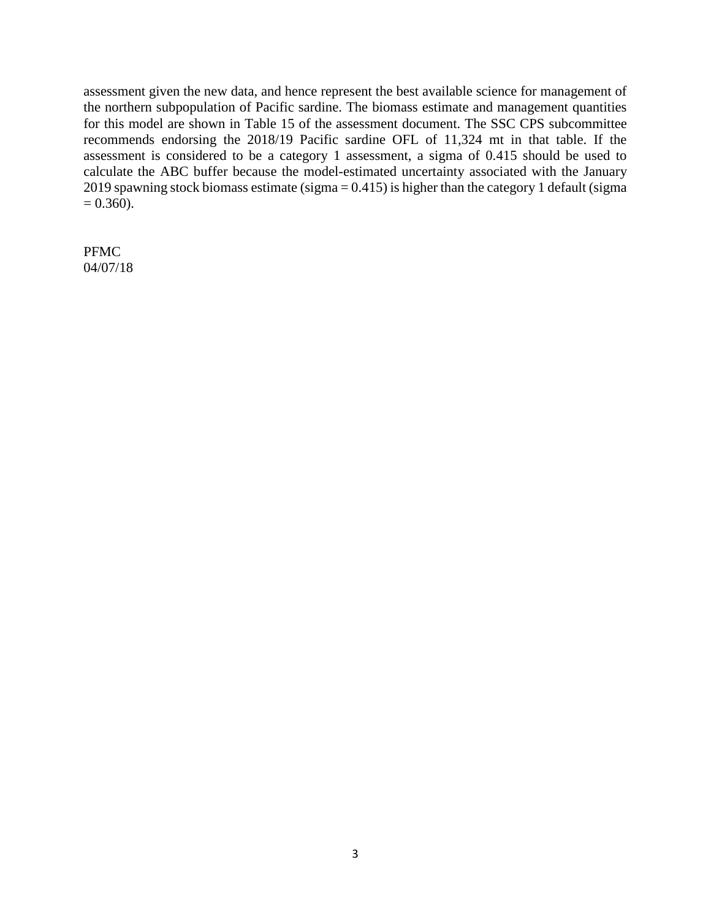assessment given the new data, and hence represent the best available science for management of the northern subpopulation of Pacific sardine. The biomass estimate and management quantities for this model are shown in Table 15 of the assessment document. The SSC CPS subcommittee recommends endorsing the 2018/19 Pacific sardine OFL of 11,324 mt in that table. If the assessment is considered to be a category 1 assessment, a sigma of 0.415 should be used to calculate the ABC buffer because the model-estimated uncertainty associated with the January 2019 spawning stock biomass estimate (sigma = 0.415) is higher than the category 1 default (sigma = 0.360).

PFMC
04/07/18